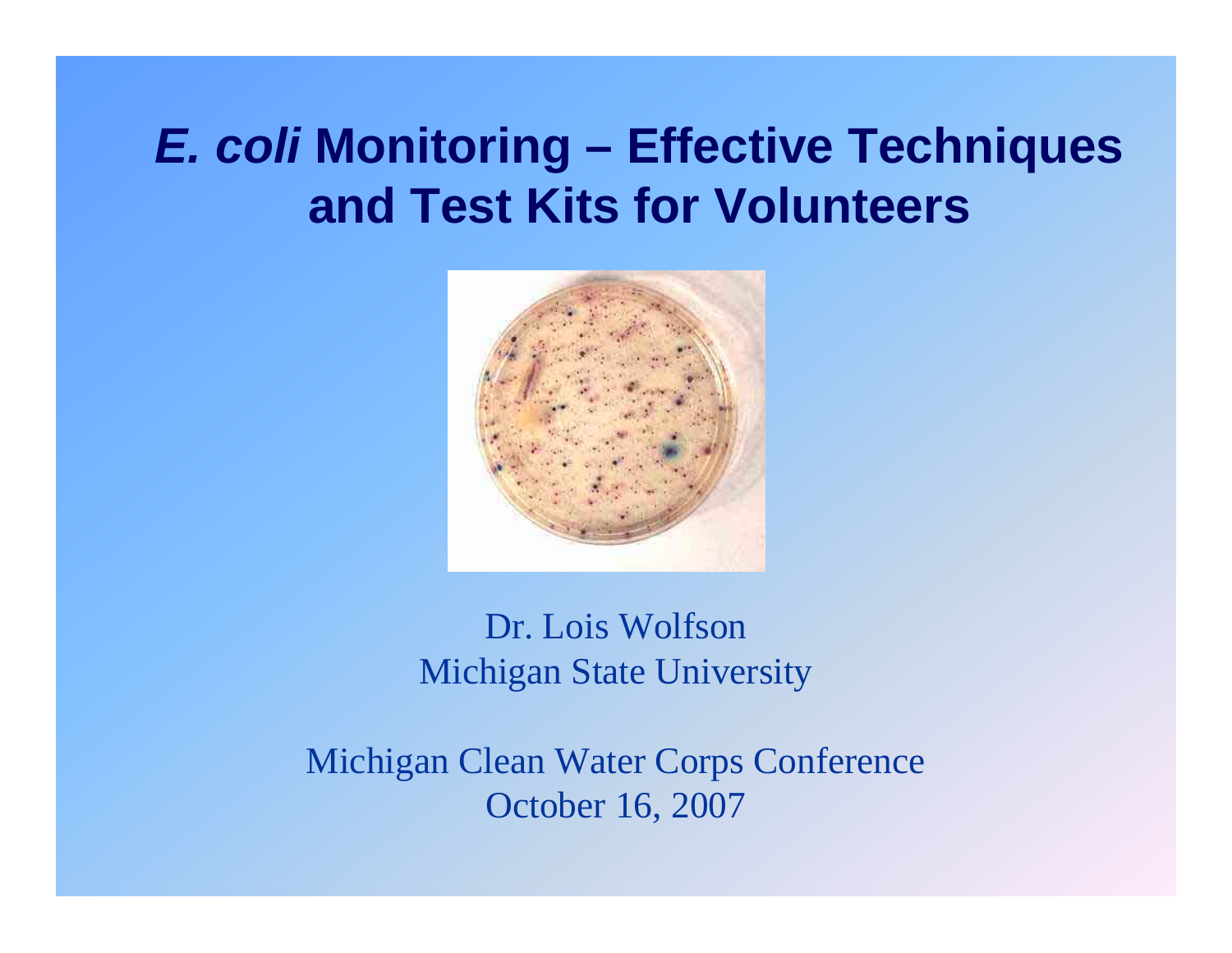# *E. coli* Monitoring – Effective Techniques and Test Kits for Volunteers

Dr. Lois Wolfson
Michigan State University

Michigan Clean Water Corps Conference
October 16, 2007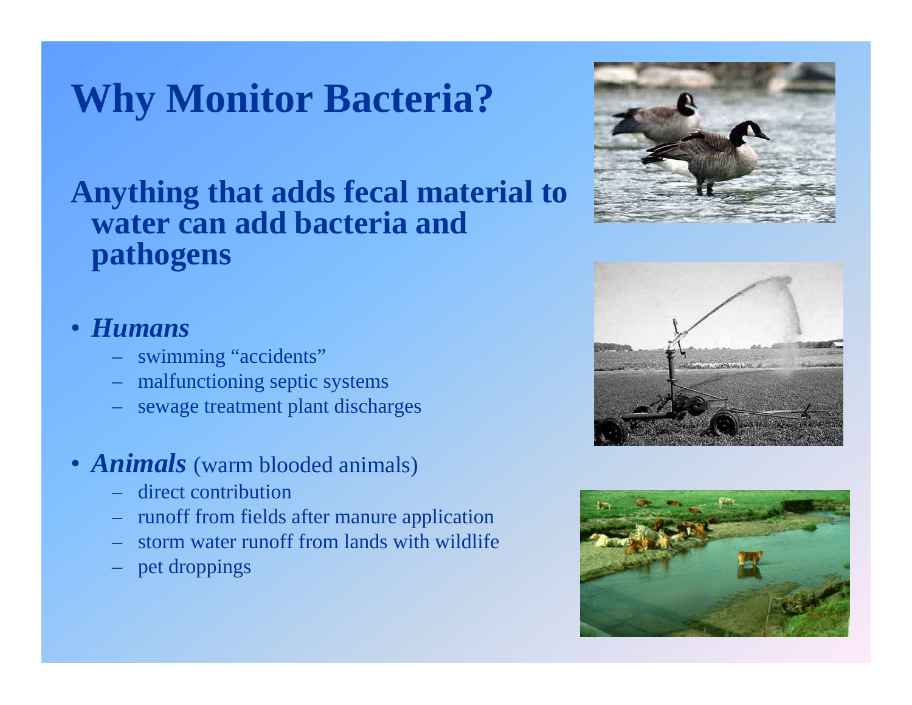# Why Monitor Bacteria?

## Anything that adds fecal material to water can add bacteria and pathogens

- ***Humans***
  - swimming "accidents"
  - malfunctioning septic systems
  - sewage treatment plant discharges

- ***Animals*** (warm blooded animals)
  - direct contribution
  - runoff from fields after manure application
  - storm water runoff from lands with wildlife
  - pet droppings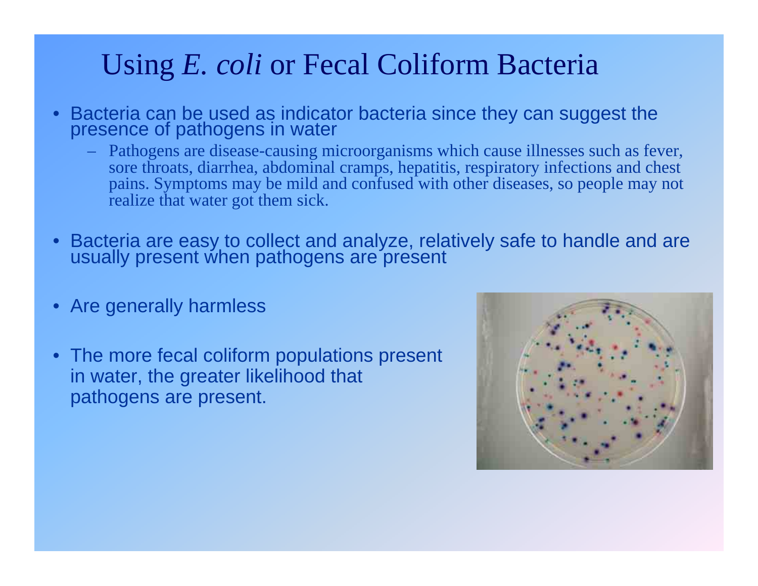# Using *E. coli* or Fecal Coliform Bacteria

- Bacteria can be used as indicator bacteria since they can suggest the presence of pathogens in water
  - Pathogens are disease-causing microorganisms which cause illnesses such as fever, sore throats, diarrhea, abdominal cramps, hepatitis, respiratory infections and chest pains. Symptoms may be mild and confused with other diseases, so people may not realize that water got them sick.
- Bacteria are easy to collect and analyze, relatively safe to handle and are usually present when pathogens are present
- Are generally harmless
- The more fecal coliform populations present in water, the greater likelihood that pathogens are present.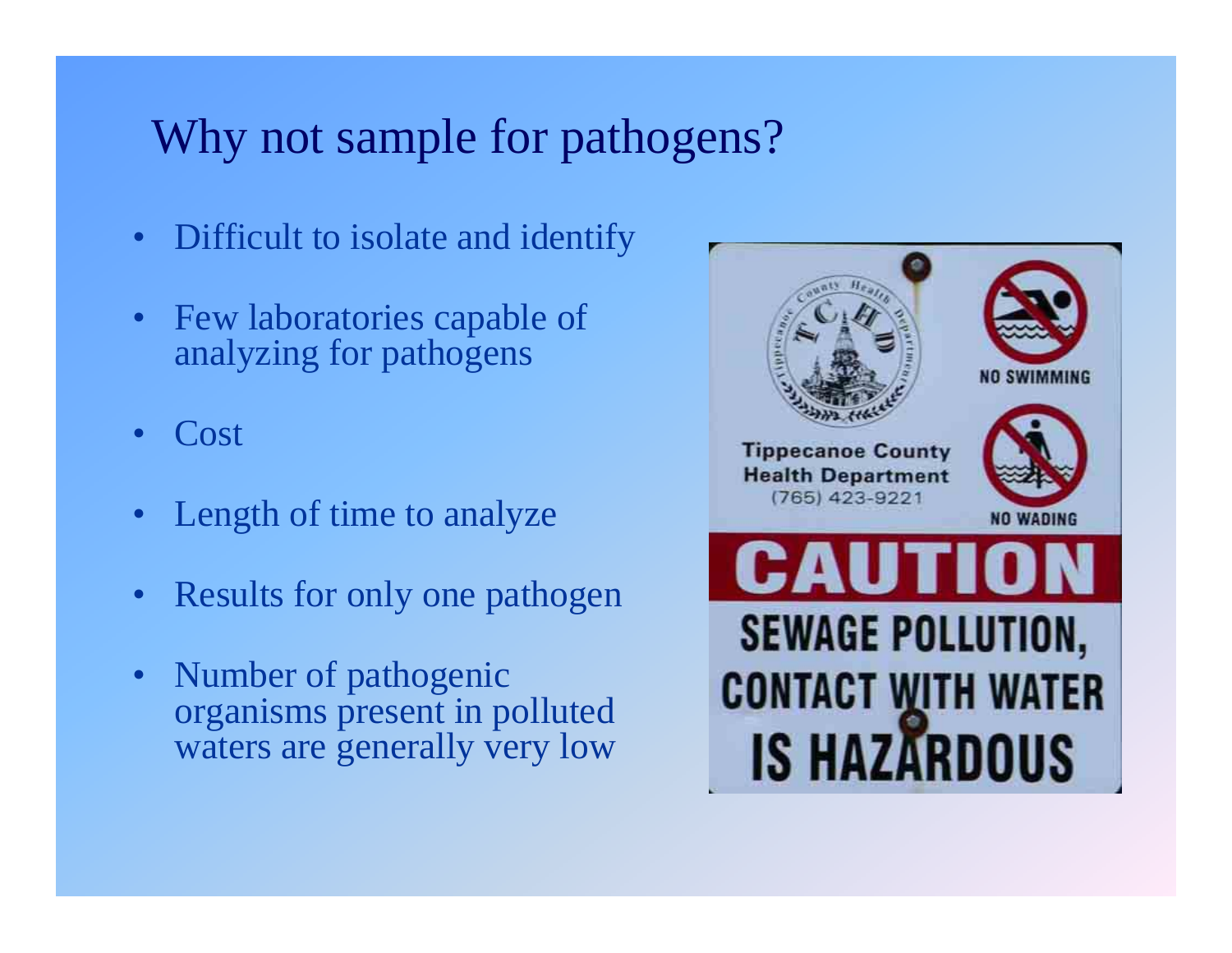# Why not sample for pathogens?

- Difficult to isolate and identify
- Few laboratories capable of analyzing for pathogens
- Cost
- Length of time to analyze
- Results for only one pathogen
- Number of pathogenic organisms present in polluted waters are generally very low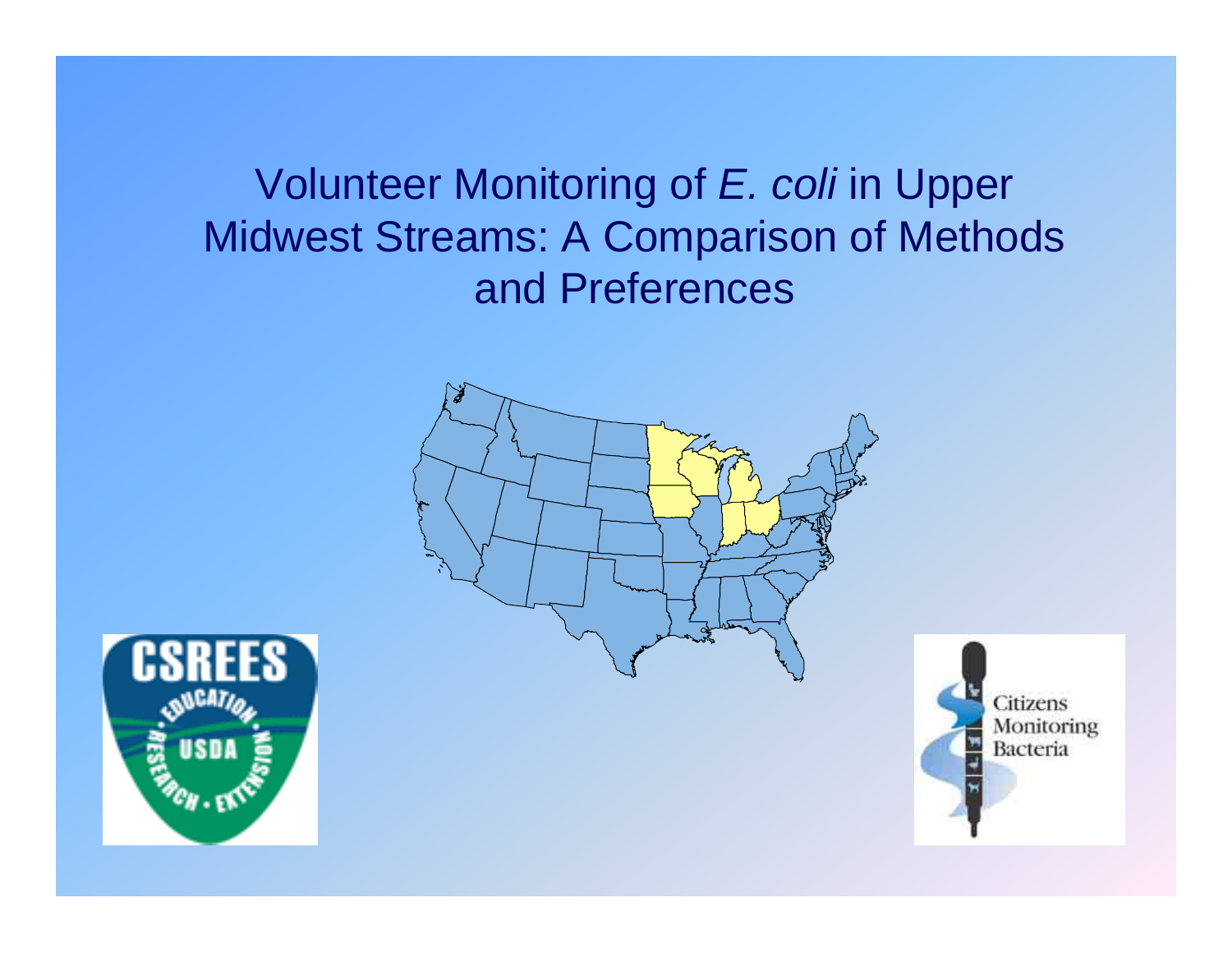# Volunteer Monitoring of *E. coli* in Upper Midwest Streams: A Comparison of Methods and Preferences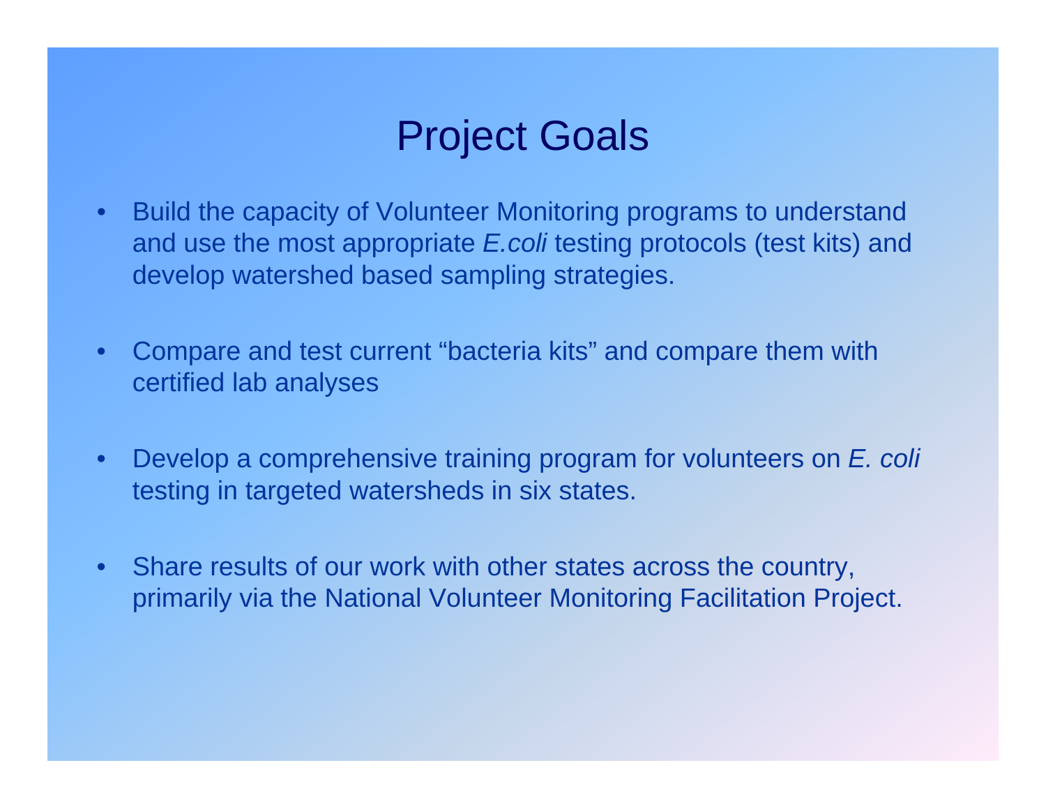# Project Goals

- Build the capacity of Volunteer Monitoring programs to understand and use the most appropriate *E.coli* testing protocols (test kits) and develop watershed based sampling strategies.

- Compare and test current "bacteria kits" and compare them with certified lab analyses

- Develop a comprehensive training program for volunteers on *E. coli* testing in targeted watersheds in six states.

- Share results of our work with other states across the country, primarily via the National Volunteer Monitoring Facilitation Project.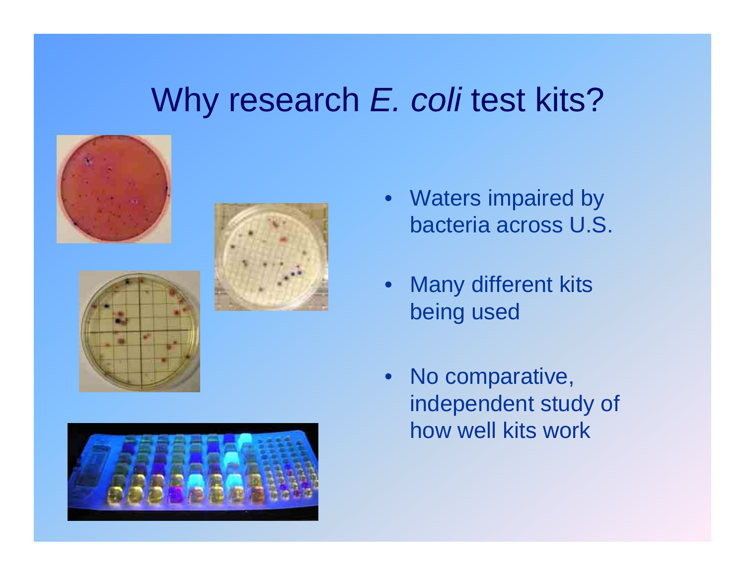# Why research *E. coli* test kits?

- Waters impaired by bacteria across U.S.
- Many different kits being used
- No comparative, independent study of how well kits work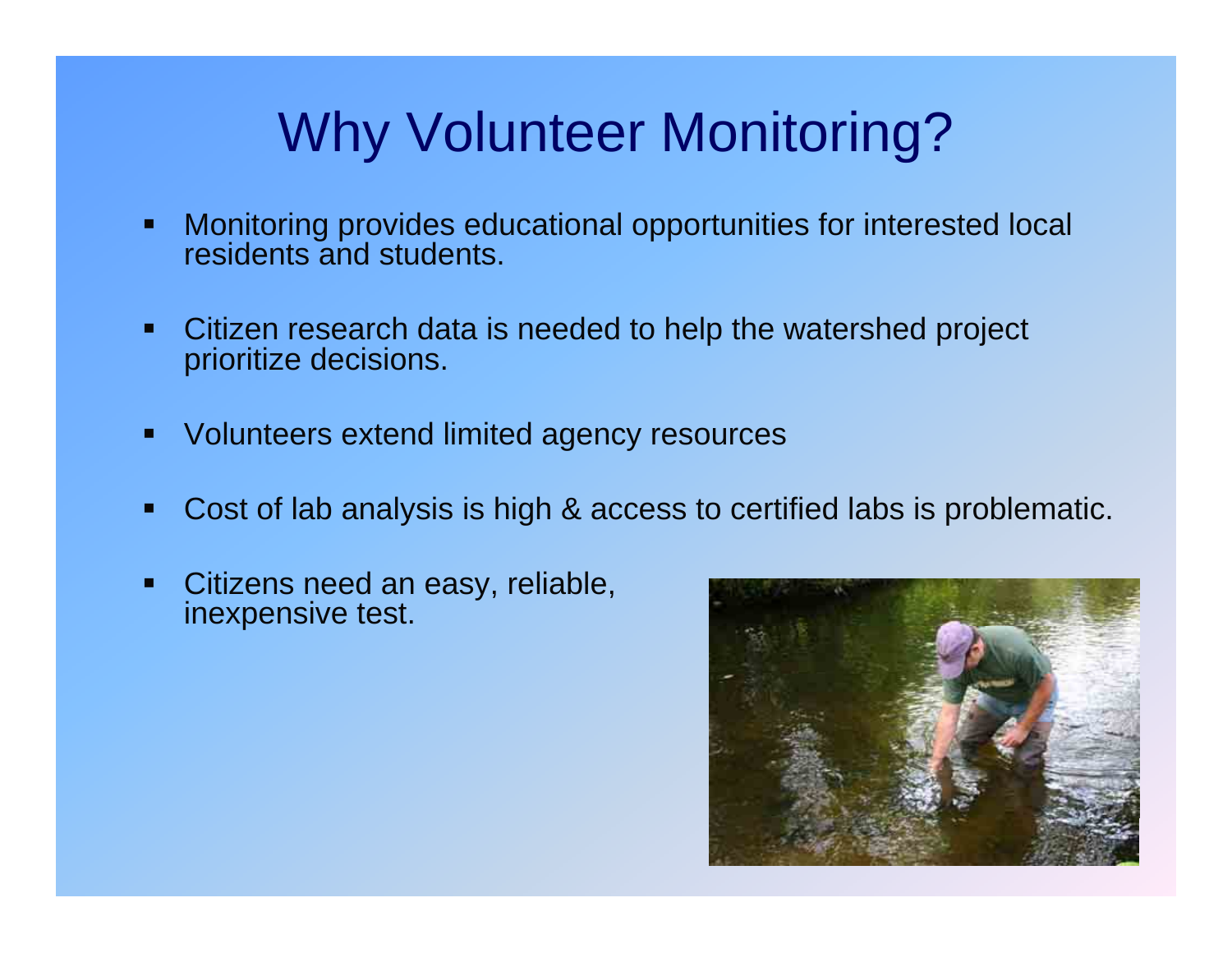# Why Volunteer Monitoring?

- Monitoring provides educational opportunities for interested local residents and students.
- Citizen research data is needed to help the watershed project prioritize decisions.
- Volunteers extend limited agency resources
- Cost of lab analysis is high & access to certified labs is problematic.
- Citizens need an easy, reliable, inexpensive test.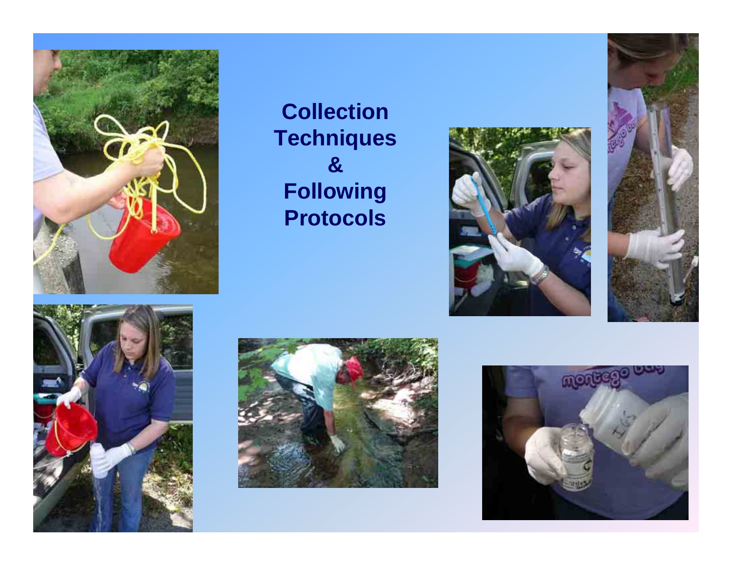# Collection Techniques & Following Protocols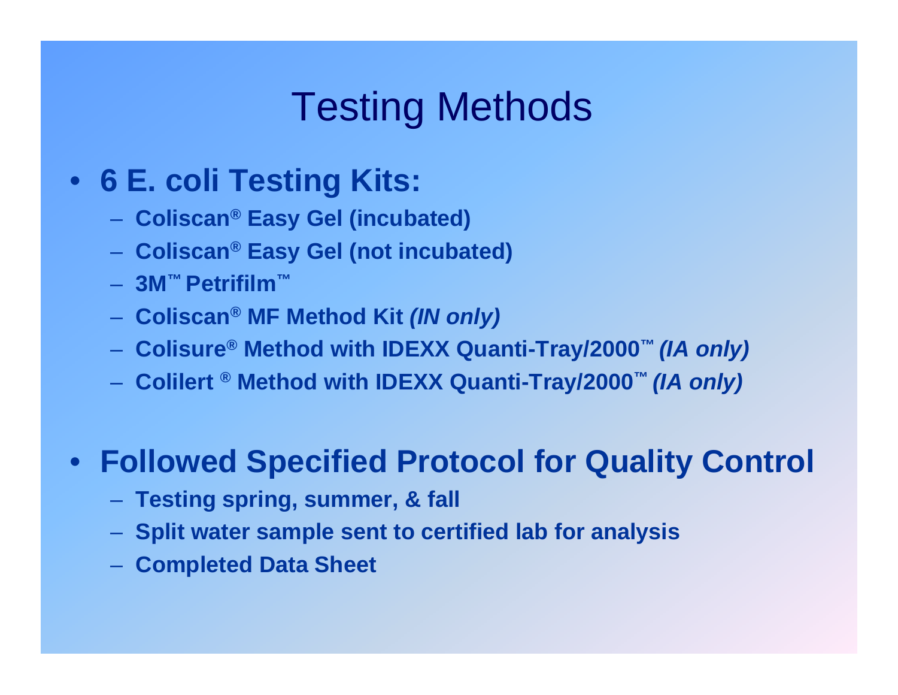# Testing Methods

- **6 E. coli Testing Kits:**
  - **Coliscan® Easy Gel (incubated)**
  - **Coliscan® Easy Gel (not incubated)**
  - **3M™ Petrifilm™**
  - **Coliscan® MF Method Kit *(IN only)***
  - **Colisure® Method with IDEXX Quanti-Tray/2000™ *(IA only)***
  - **Colilert ® Method with IDEXX Quanti-Tray/2000™ *(IA only)***

- **Followed Specified Protocol for Quality Control**
  - **Testing spring, summer, & fall**
  - **Split water sample sent to certified lab for analysis**
  - **Completed Data Sheet**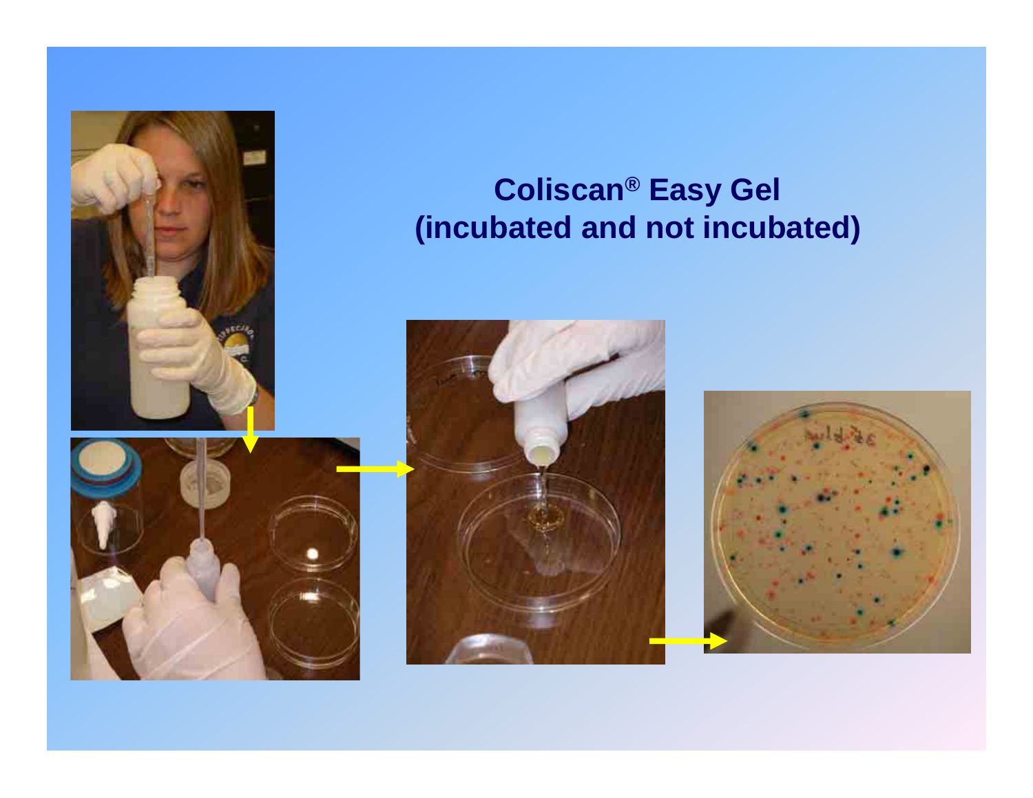# Coliscan® Easy Gel (incubated and not incubated)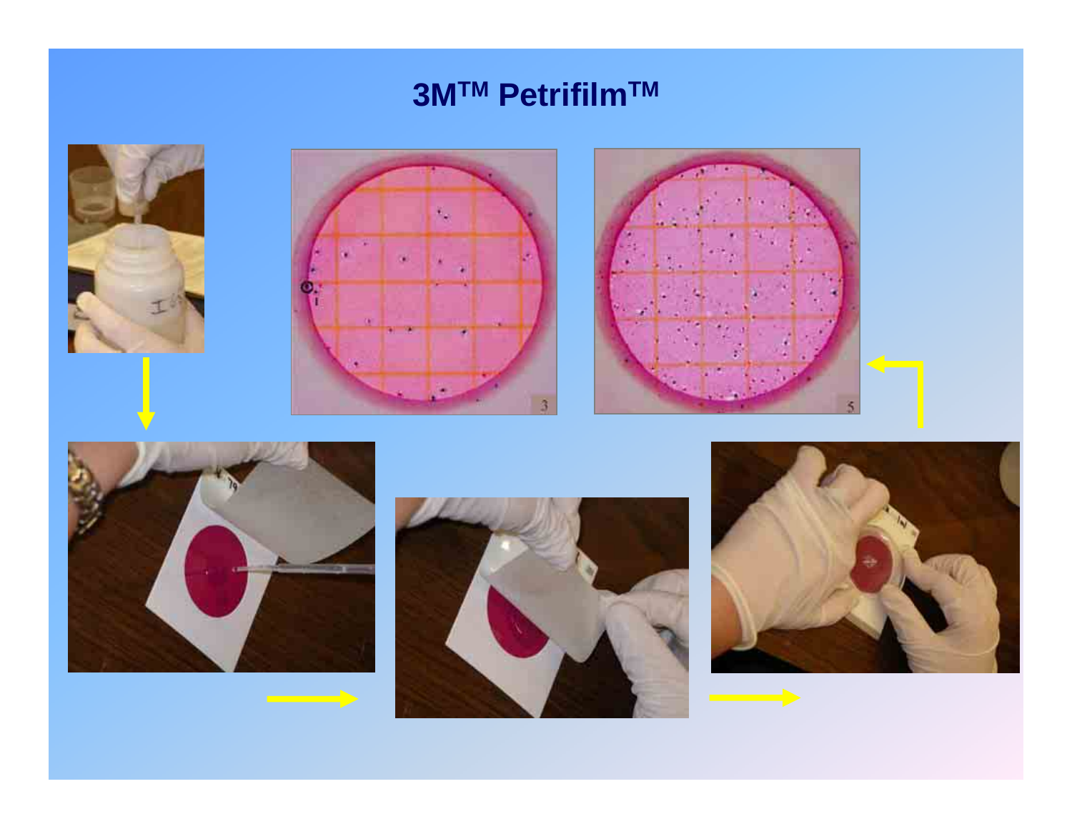# 3M™ Petrifilm™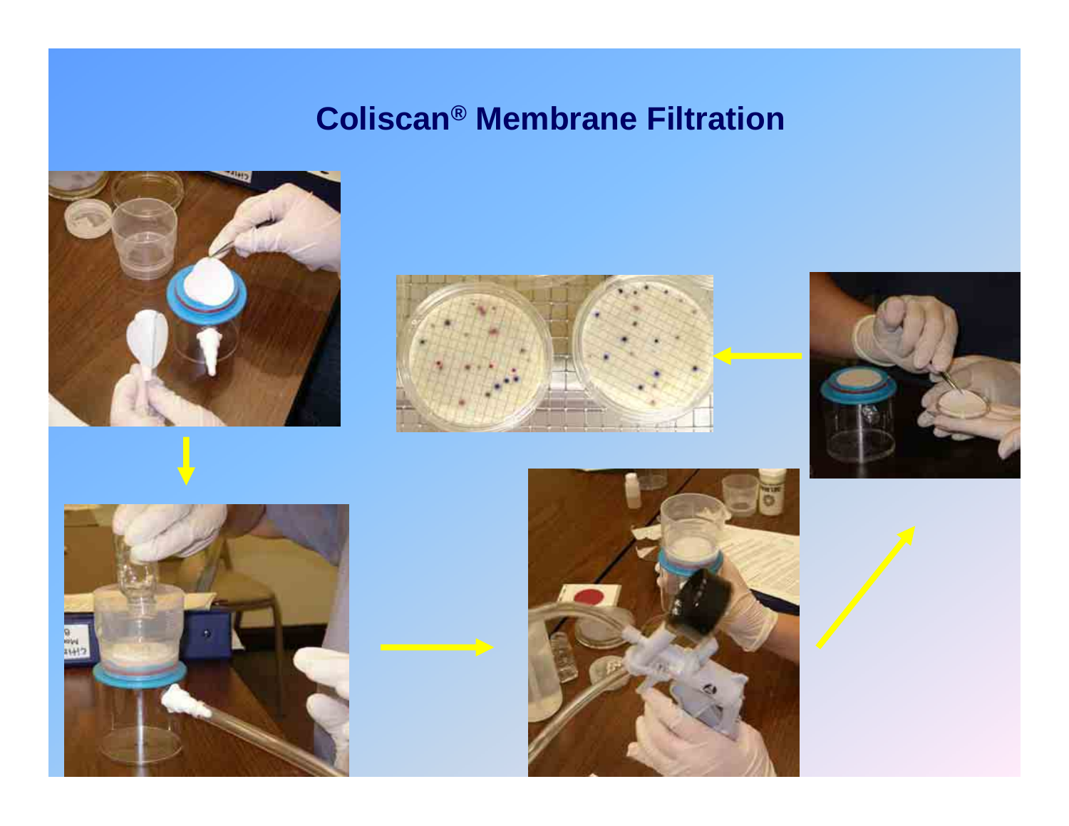# Coliscan® Membrane Filtration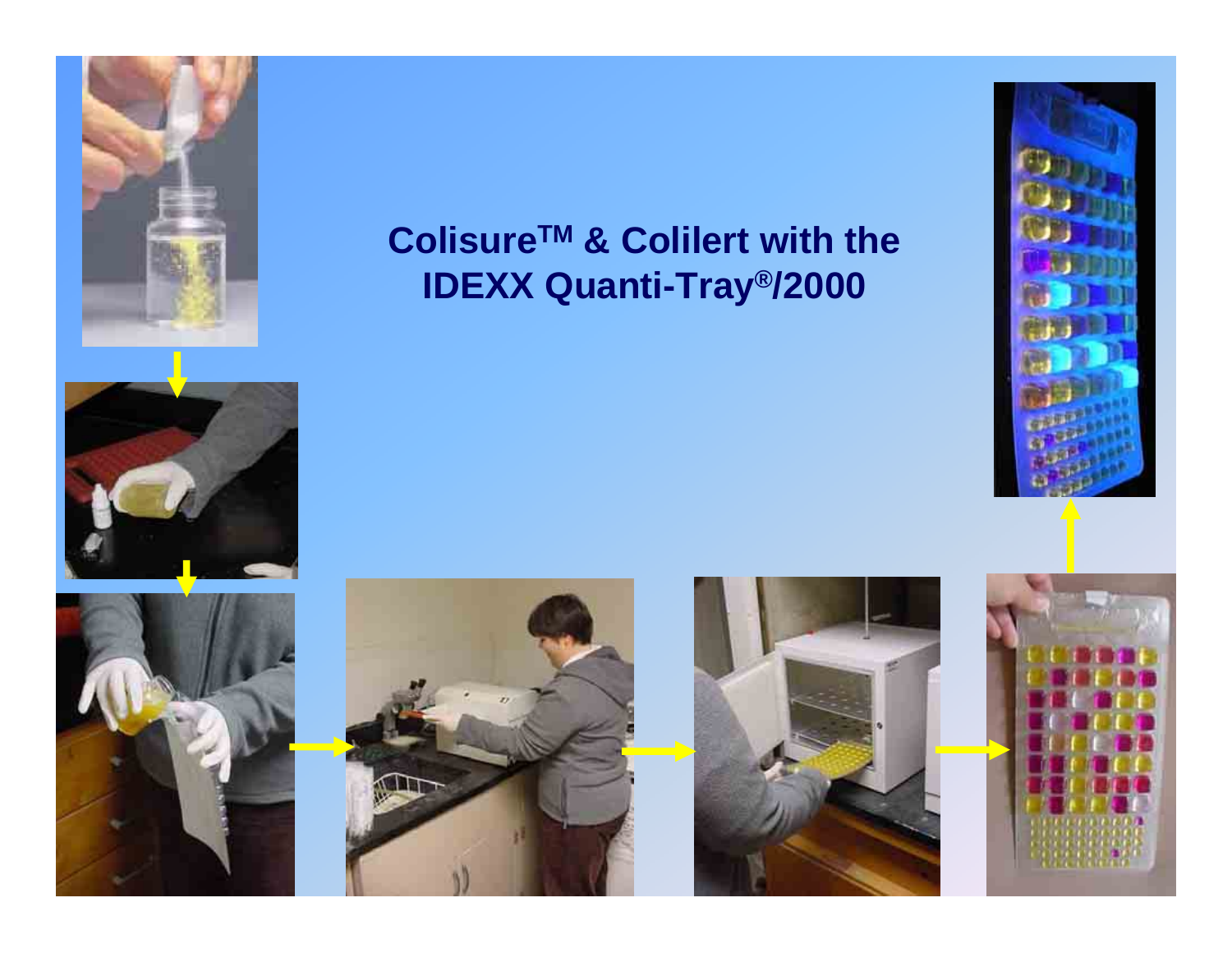# Colisure™ & Colilert with the IDEXX Quanti-Tray®/2000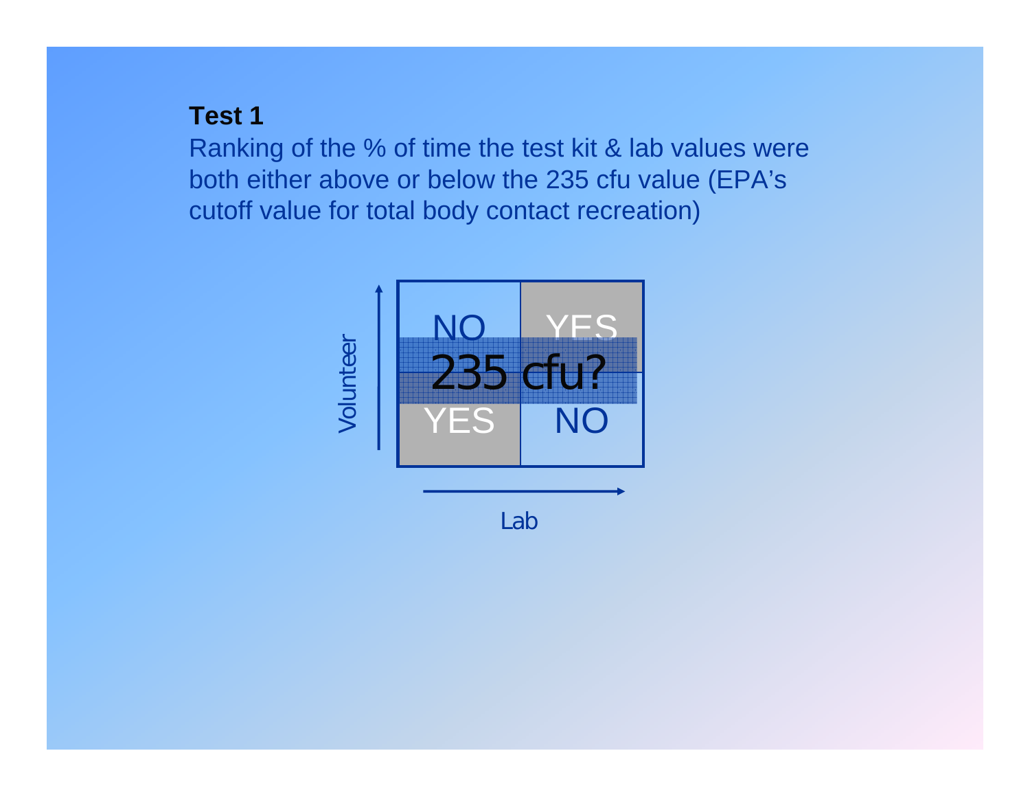**Test 1**

Ranking of the % of time the test kit & lab values were both either above or below the 235 cfu value (EPA's cutoff value for total body contact recreation)

| | | |
|---|---|---|
| Volunteer ↑ | NO | YES |
| | YES | NO |
| | Lab → | |

235 cfu?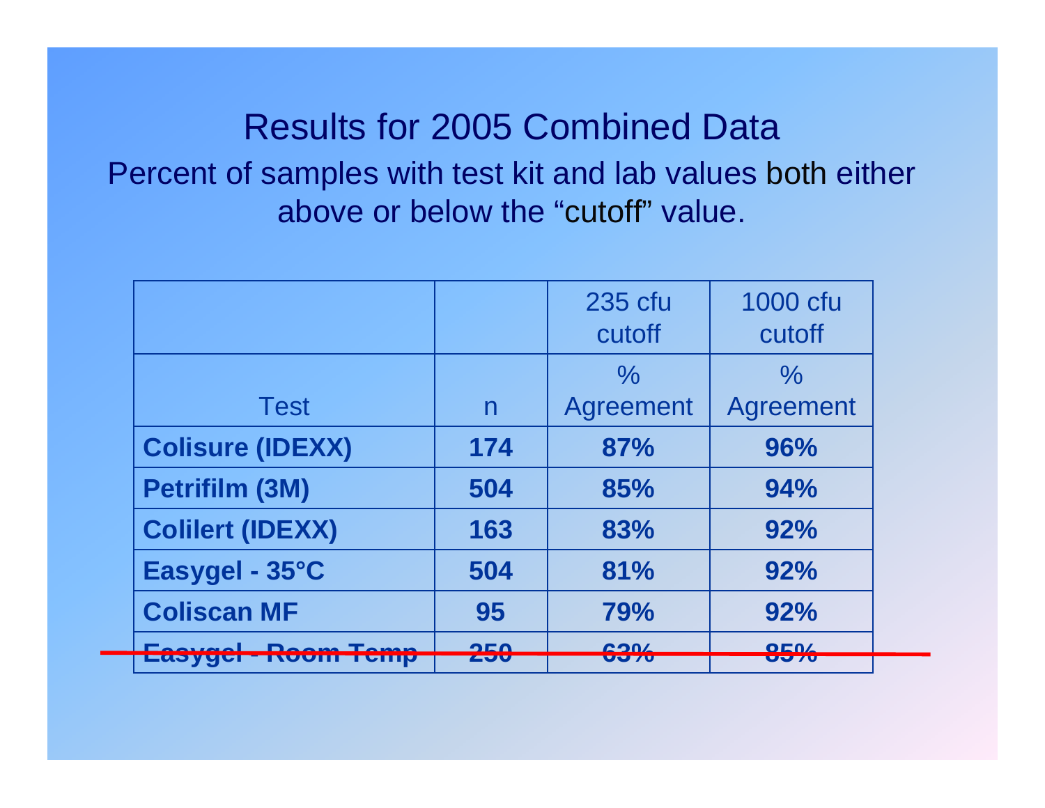# Results for 2005 Combined Data

Percent of samples with test kit and lab values both either above or below the "cutoff" value.

| | | 235 cfu cutoff | 1000 cfu cutoff |
|---|---|---|---|
| **Test** | **n** | **% Agreement** | **% Agreement** |
| **Colisure (IDEXX)** | **174** | **87%** | **96%** |
| **Petrifilm (3M)** | **504** | **85%** | **94%** |
| **Colilert (IDEXX)** | **163** | **83%** | **92%** |
| **Easygel - 35°C** | **504** | **81%** | **92%** |
| **Coliscan MF** | **95** | **79%** | **92%** |
| ~~**Easygel - Room Temp**~~ | ~~**250**~~ | ~~**63%**~~ | ~~**85%**~~ |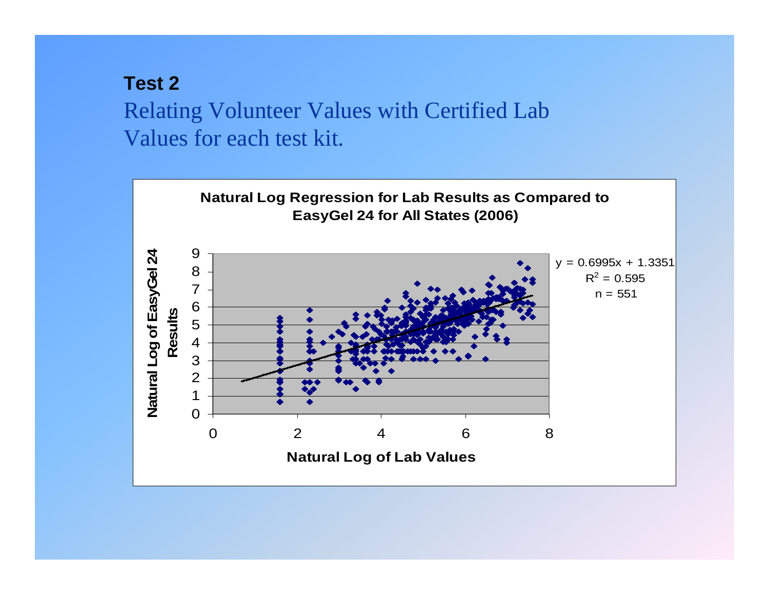**Test 2**

Relating Volunteer Values with Certified Lab Values for each test kit.

**Natural Log Regression for Lab Results as Compared to EasyGel 24 for All States (2006)**

$y = 0.6995x + 1.3351$

$R^2 = 0.595$

$n = 551$

Natural Log of EasyGel 24 Results

Natural Log of Lab Values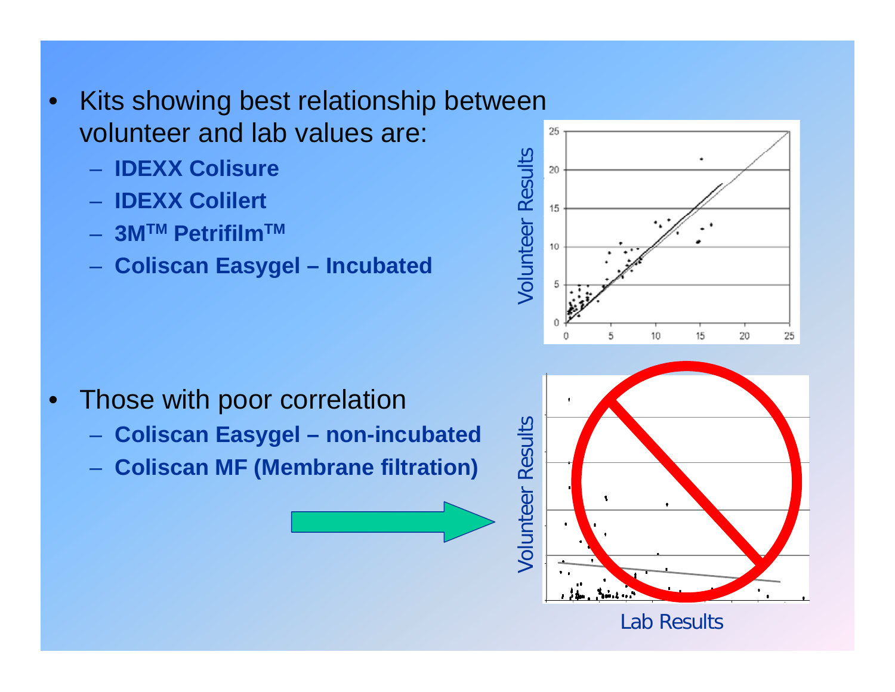- Kits showing best relationship between volunteer and lab values are:
  - **IDEXX Colisure**
  - **IDEXX Colilert**
  - **3M™ Petrifilm™**
  - **Coliscan Easygel – Incubated**

- Those with poor correlation
  - **Coliscan Easygel – non-incubated**
  - **Coliscan MF (Membrane filtration)**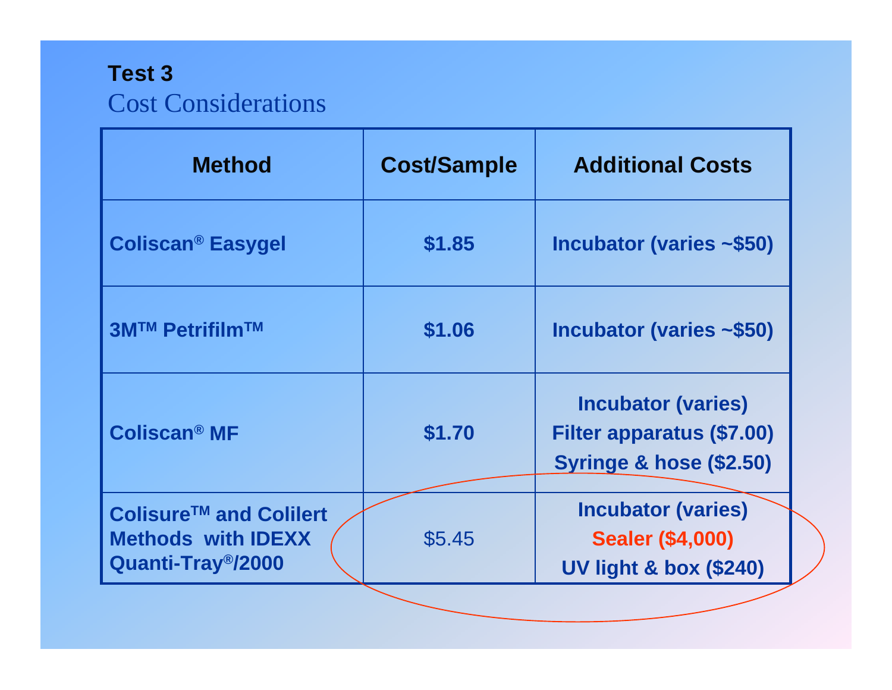**Test 3**

## Cost Considerations

| Method | Cost/Sample | Additional Costs |
|---|---|---|
| **Coliscan® Easygel** | **$1.85** | **Incubator (varies ~$50)** |
| **3M™ Petrifilm™** | **$1.06** | **Incubator (varies ~$50)** |
| **Coliscan® MF** | **$1.70** | **Incubator (varies)**<br>**Filter apparatus ($7.00)**<br>**Syringe & hose ($2.50)** |
| **Colisure™ and Colilert Methods with IDEXX Quanti-Tray®/2000** | $5.45 | **Incubator (varies)**<br>**Sealer ($4,000)**<br>**UV light & box ($240)** |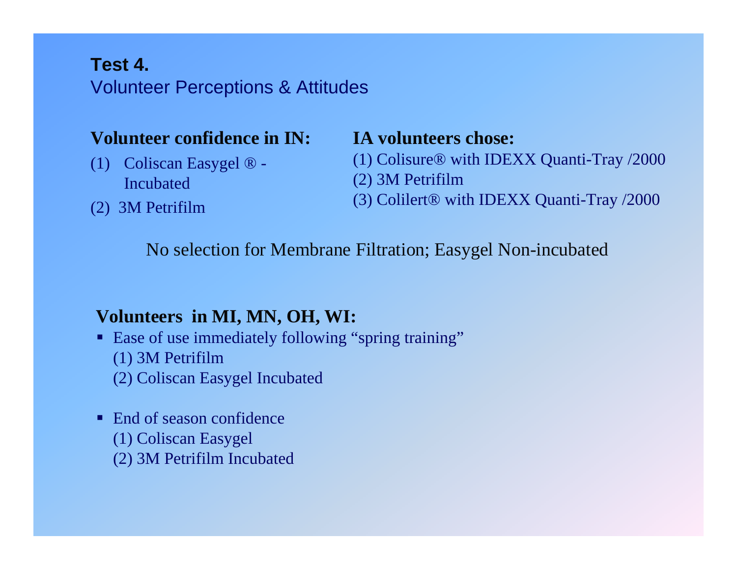## Test 4.

Volunteer Perceptions & Attitudes

**Volunteer confidence in IN:**

(1) Coliscan Easygel ® - Incubated

(2) 3M Petrifilm

**IA volunteers chose:**

(1) Colisure® with IDEXX Quanti-Tray /2000

(2) 3M Petrifilm

(3) Colilert® with IDEXX Quanti-Tray /2000

No selection for Membrane Filtration; Easygel Non-incubated

**Volunteers in MI, MN, OH, WI:**

- Ease of use immediately following "spring training"
  (1) 3M Petrifilm
  (2) Coliscan Easygel Incubated

- End of season confidence
  (1) Coliscan Easygel
  (2) 3M Petrifilm Incubated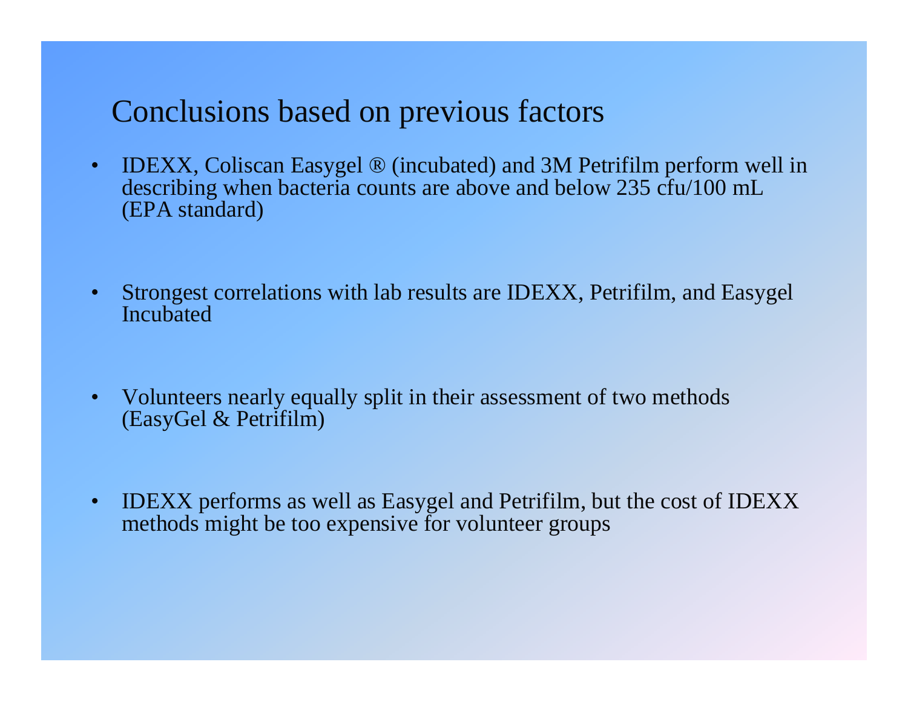# Conclusions based on previous factors

- IDEXX, Coliscan Easygel ® (incubated) and 3M Petrifilm perform well in describing when bacteria counts are above and below 235 cfu/100 mL (EPA standard)

- Strongest correlations with lab results are IDEXX, Petrifilm, and Easygel Incubated

- Volunteers nearly equally split in their assessment of two methods (EasyGel & Petrifilm)

- IDEXX performs as well as Easygel and Petrifilm, but the cost of IDEXX methods might be too expensive for volunteer groups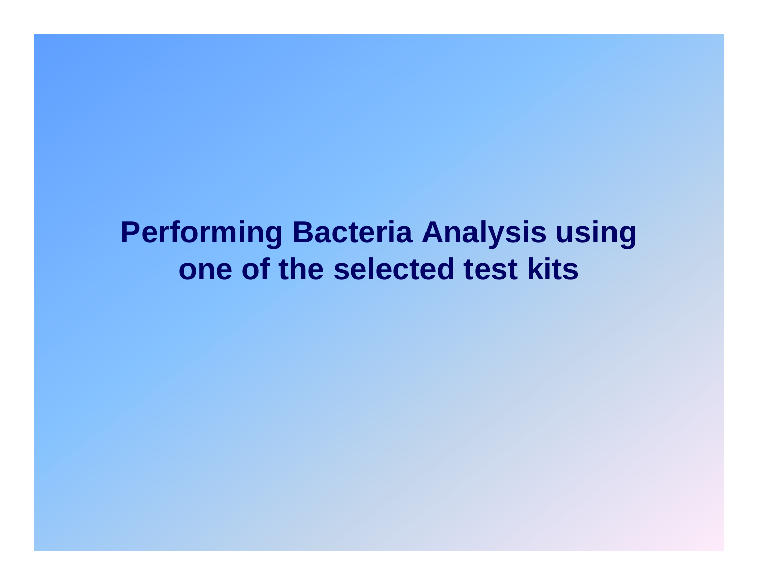# Performing Bacteria Analysis using one of the selected test kits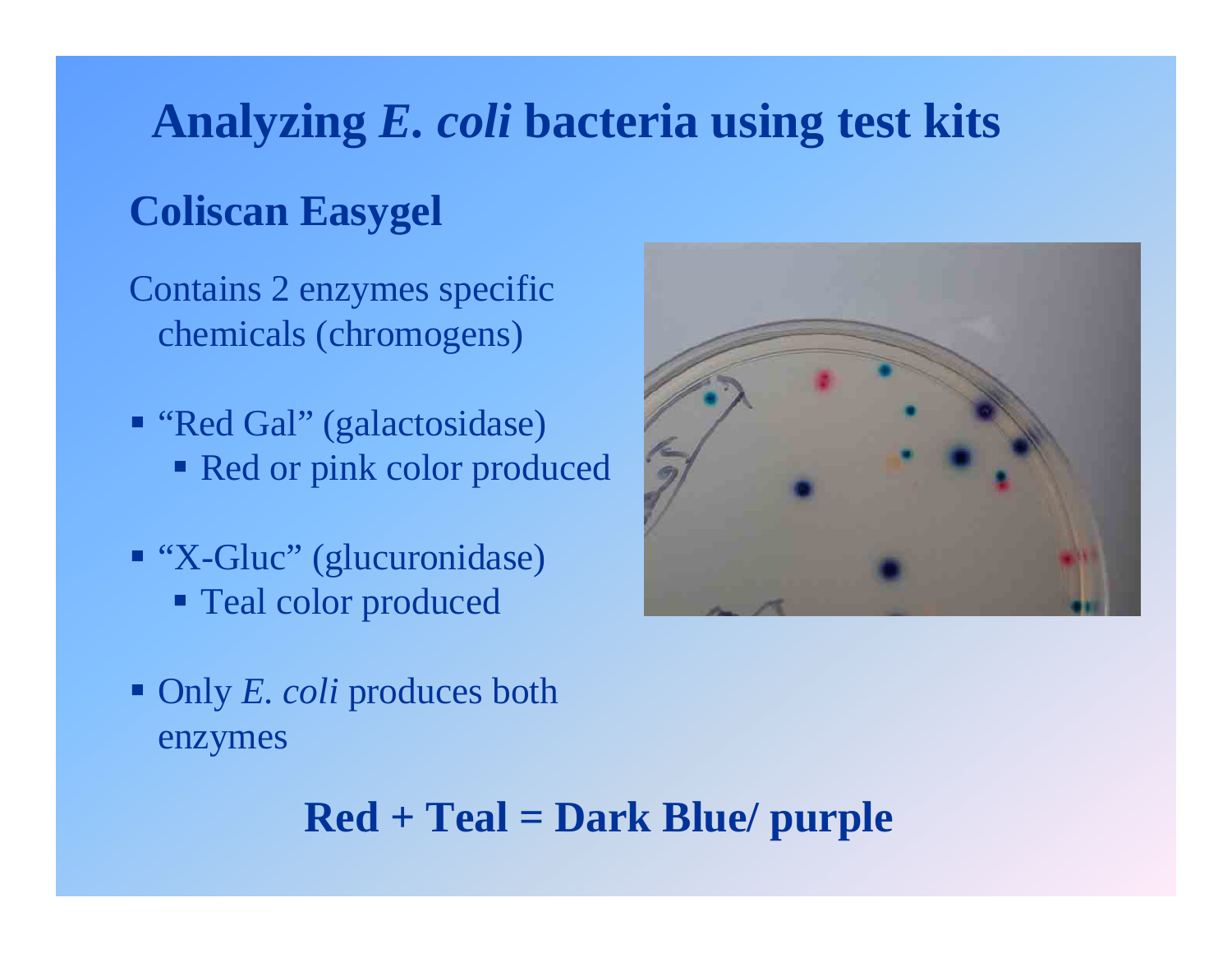# Analyzing *E. coli* bacteria using test kits

## Coliscan Easygel

Contains 2 enzymes specific chemicals (chromogens)

- "Red Gal" (galactosidase)
  - Red or pink color produced
- "X-Gluc" (glucuronidase)
  - Teal color produced
- Only *E. coli* produces both enzymes

**Red + Teal = Dark Blue/ purple**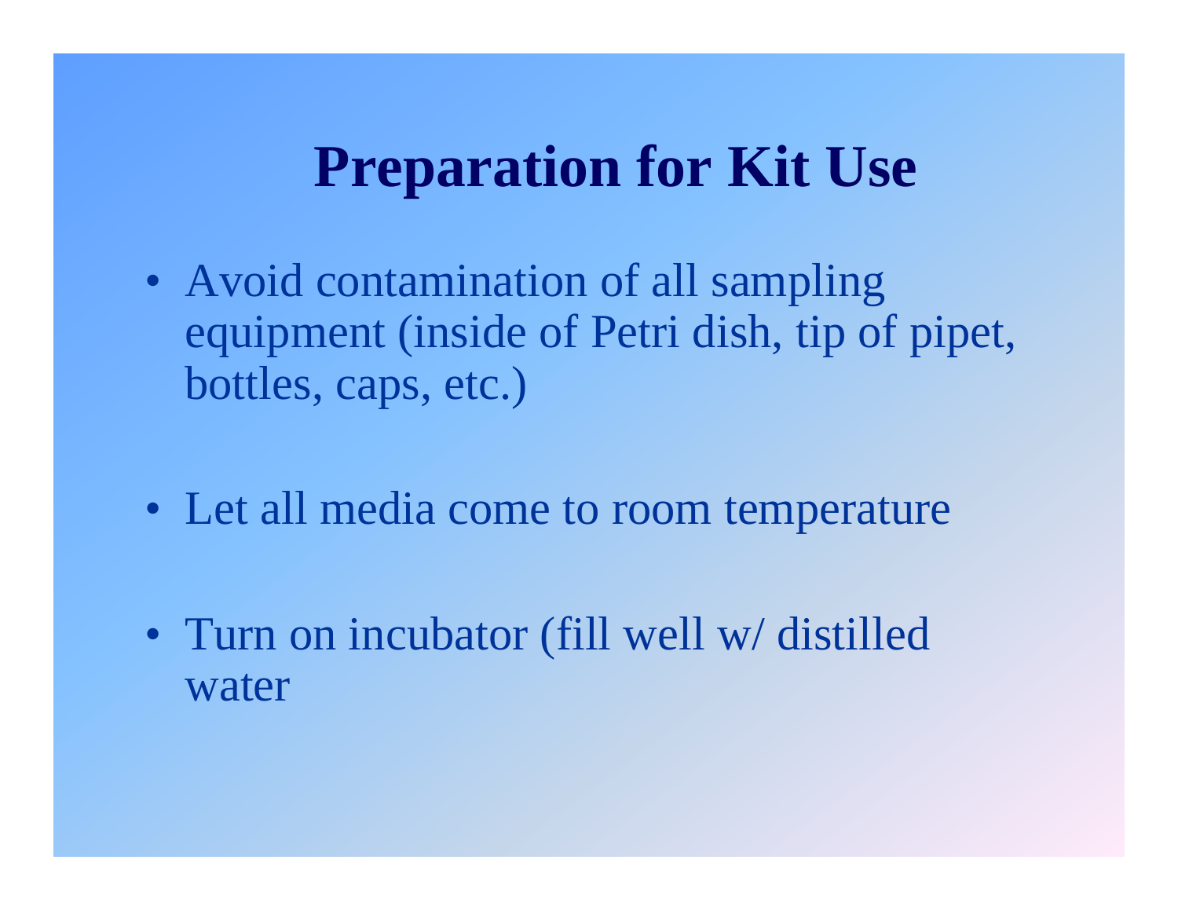# Preparation for Kit Use

- Avoid contamination of all sampling equipment (inside of Petri dish, tip of pipet, bottles, caps, etc.)
- Let all media come to room temperature
- Turn on incubator (fill well w/ distilled water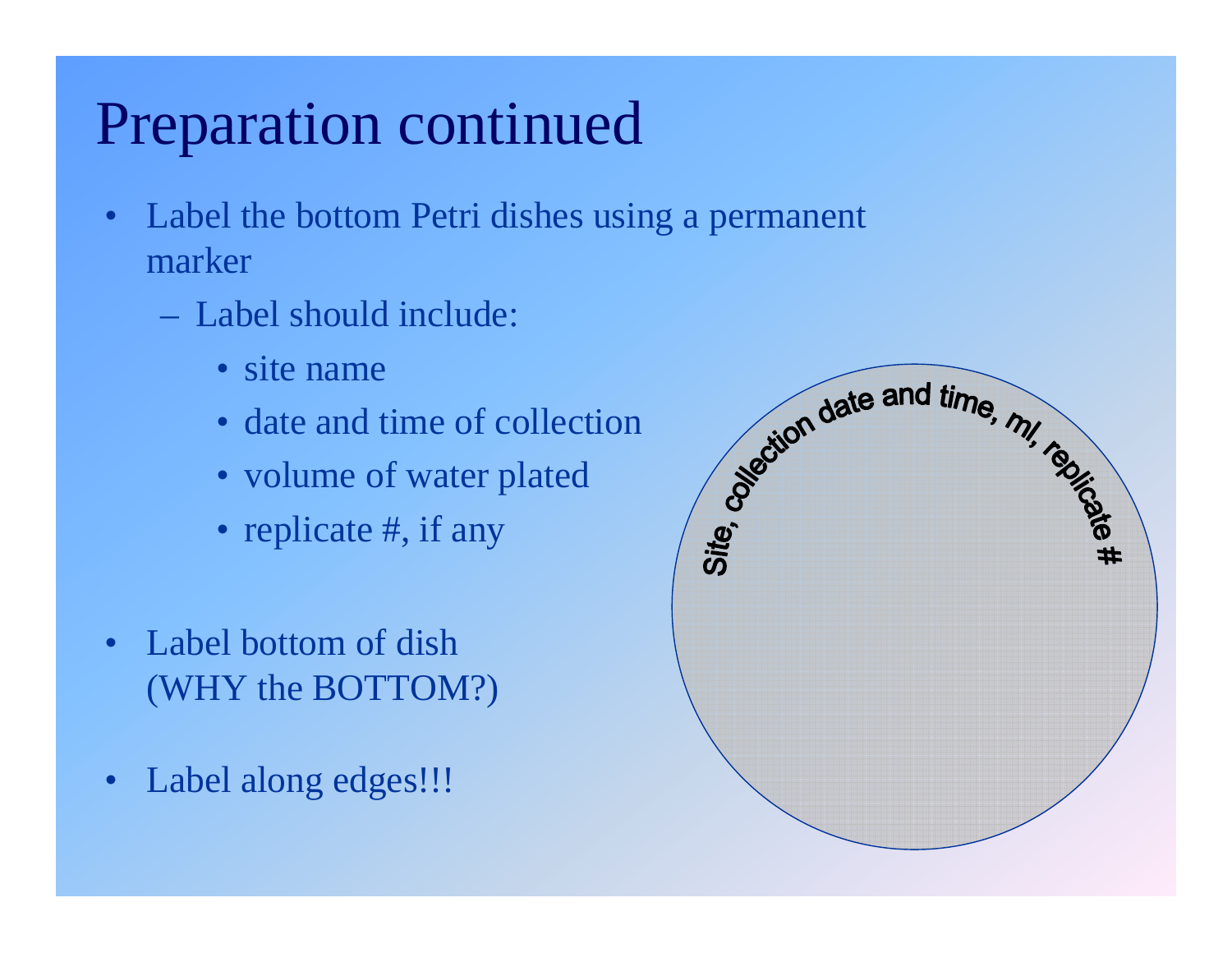# Preparation continued

- Label the bottom Petri dishes using a permanent marker
  - Label should include:
    - site name
    - date and time of collection
    - volume of water plated
    - replicate #, if any

- Label bottom of dish (WHY the BOTTOM?)

- Label along edges!!!

Site, collection date and time, ml, replicate #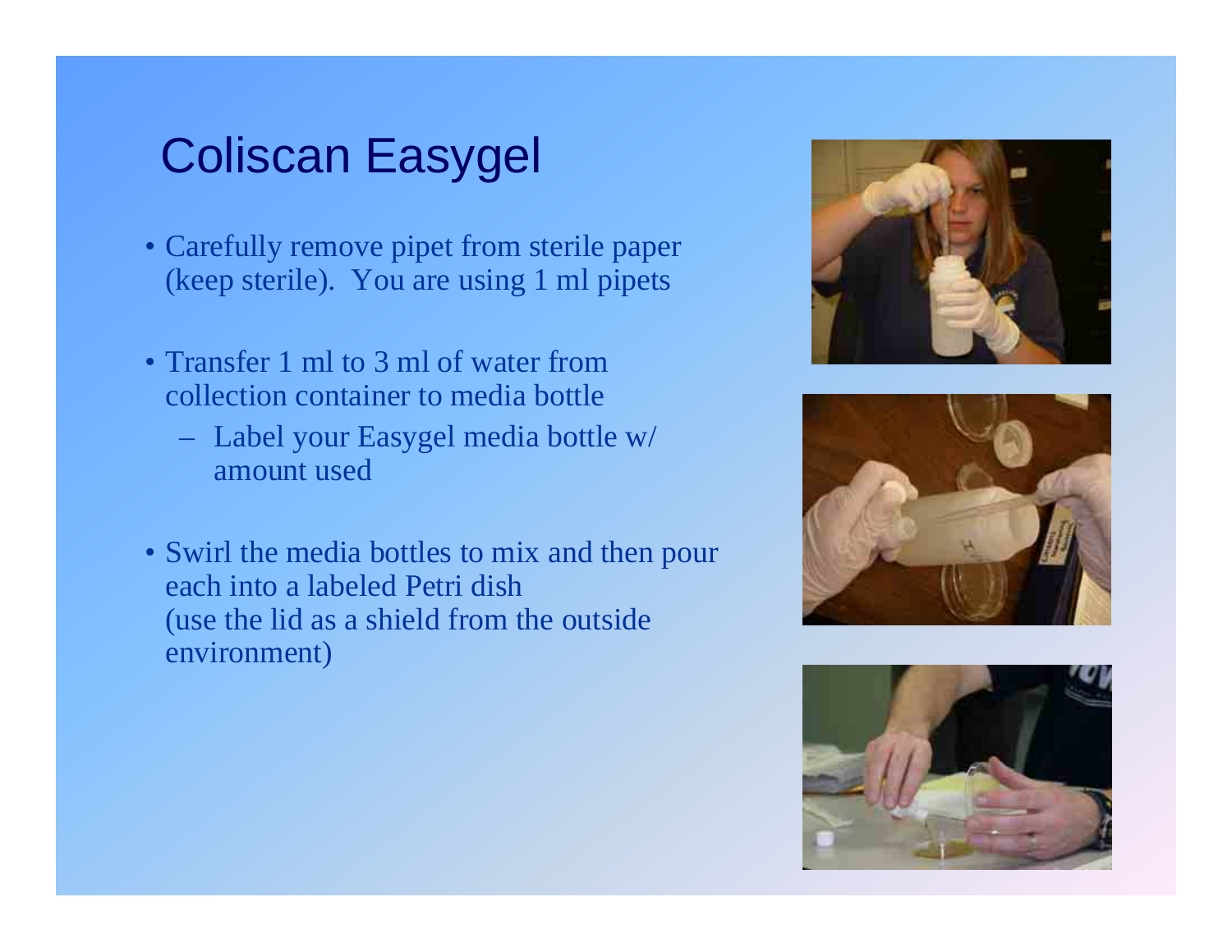# Coliscan Easygel

- Carefully remove pipet from sterile paper (keep sterile). You are using 1 ml pipets
- Transfer 1 ml to 3 ml of water from collection container to media bottle
  - Label your Easygel media bottle w/ amount used
- Swirl the media bottles to mix and then pour each into a labeled Petri dish (use the lid as a shield from the outside environment)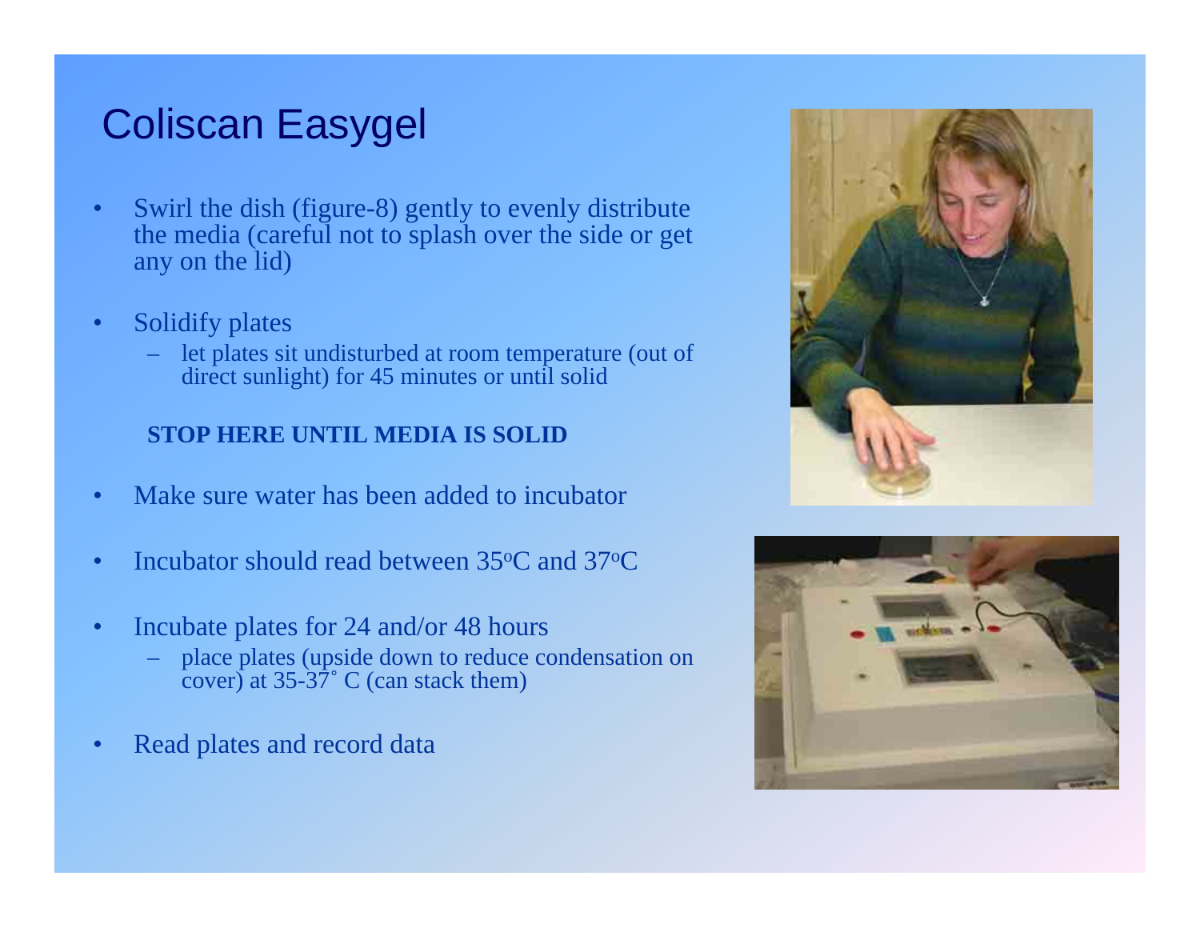# Coliscan Easygel

- Swirl the dish (figure-8) gently to evenly distribute the media (careful not to splash over the side or get any on the lid)
- Solidify plates
  - let plates sit undisturbed at room temperature (out of direct sunlight) for 45 minutes or until solid

  **STOP HERE UNTIL MEDIA IS SOLID**

- Make sure water has been added to incubator
- Incubator should read between 35$^{o}$C and 37$^{o}$C
- Incubate plates for 24 and/or 48 hours
  - place plates (upside down to reduce condensation on cover) at 35-37˚ C (can stack them)
- Read plates and record data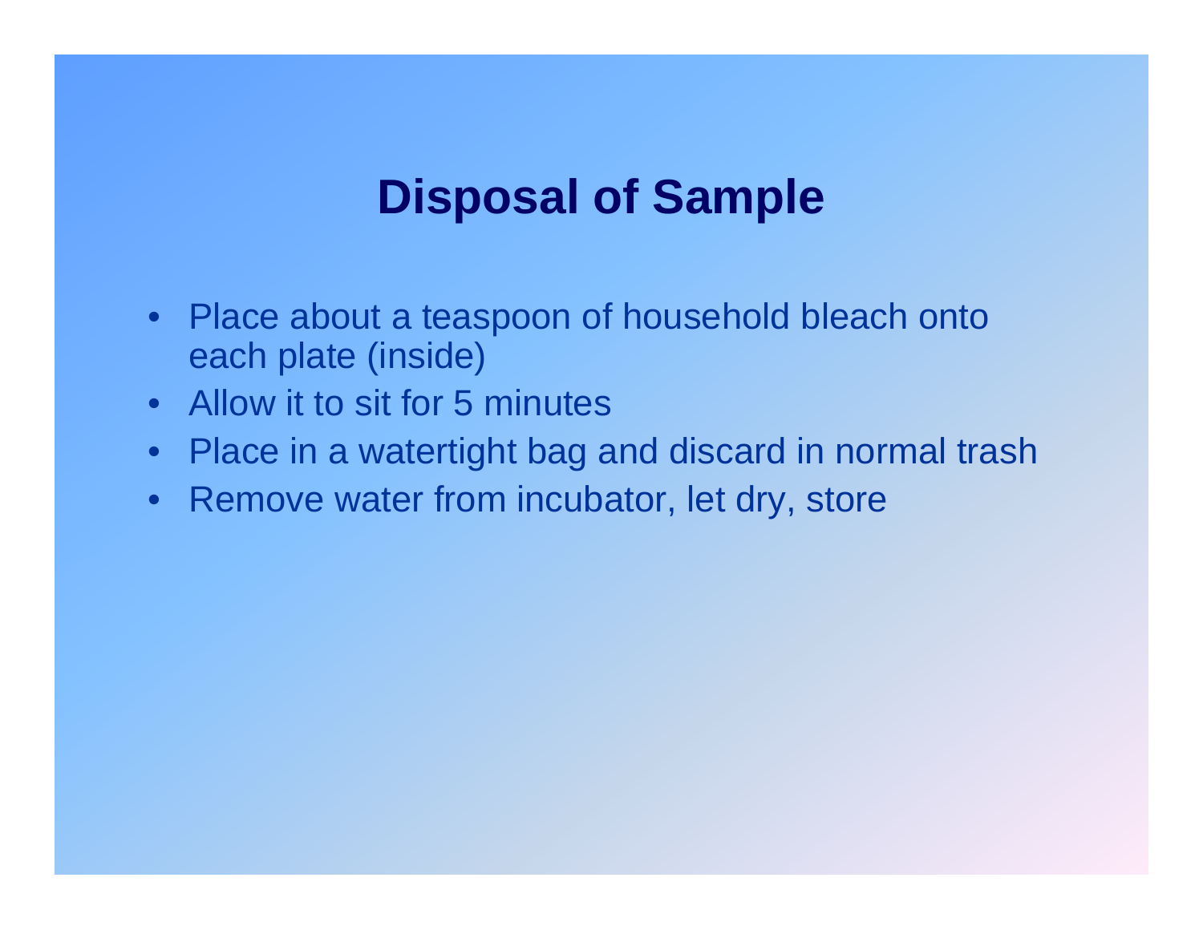# Disposal of Sample

- Place about a teaspoon of household bleach onto each plate (inside)
- Allow it to sit for 5 minutes
- Place in a watertight bag and discard in normal trash
- Remove water from incubator, let dry, store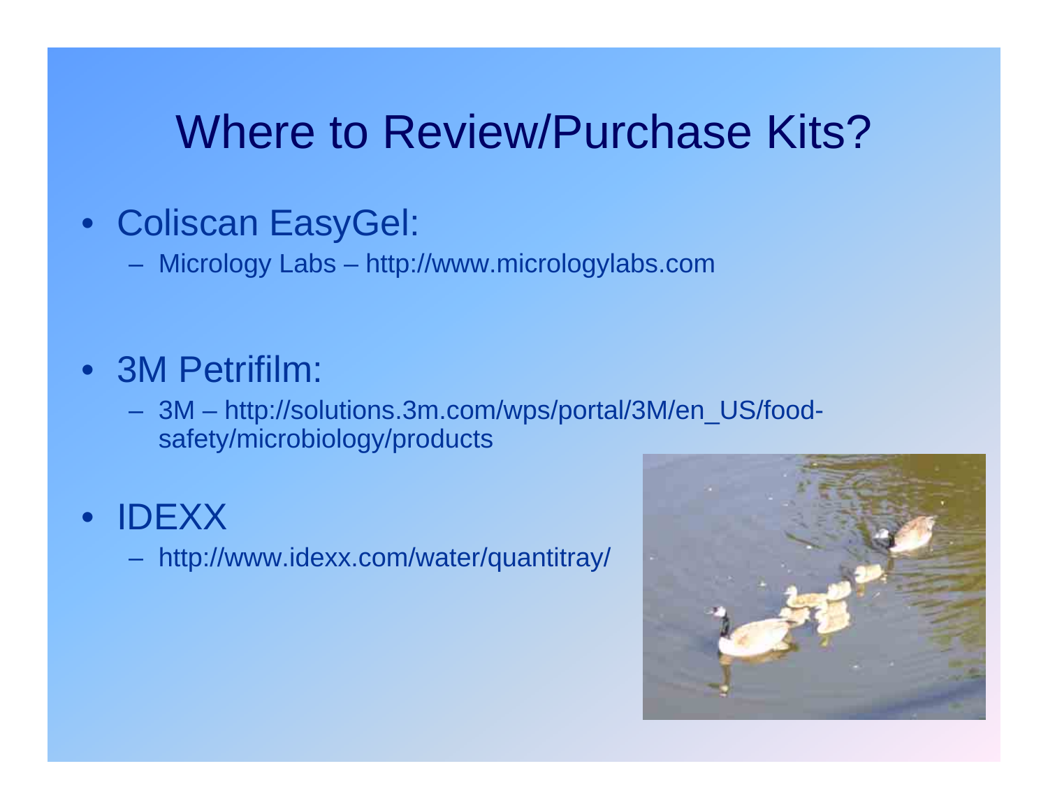# Where to Review/Purchase Kits?

- Coliscan EasyGel:
  - Micrology Labs – http://www.micrologylabs.com
- 3M Petrifilm:
  - 3M – http://solutions.3m.com/wps/portal/3M/en_US/food-safety/microbiology/products
- IDEXX
  - http://www.idexx.com/water/quantitray/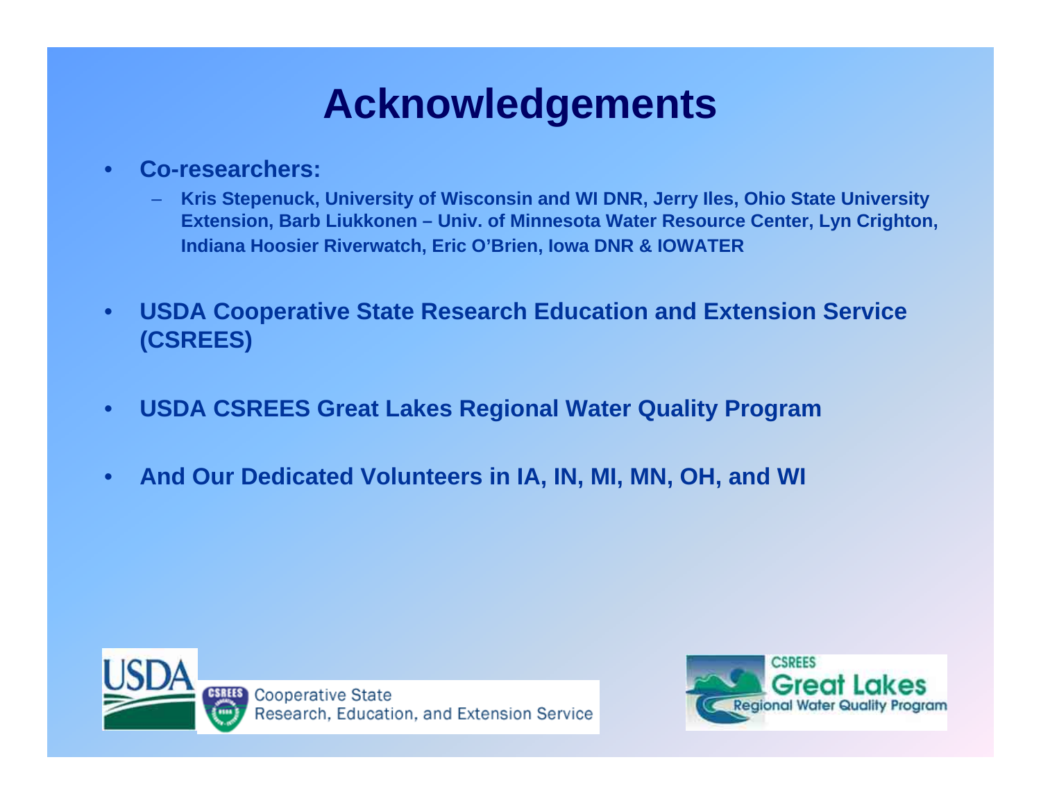# Acknowledgements

- **Co-researchers:**
  - **Kris Stepenuck, University of Wisconsin and WI DNR, Jerry Iles, Ohio State University Extension, Barb Liukkonen – Univ. of Minnesota Water Resource Center, Lyn Crighton, Indiana Hoosier Riverwatch, Eric O'Brien, Iowa DNR & IOWATER**
- **USDA Cooperative State Research Education and Extension Service (CSREES)**
- **USDA CSREES Great Lakes Regional Water Quality Program**
- **And Our Dedicated Volunteers in IA, IN, MI, MN, OH, and WI**

USDA CSREES Cooperative State Research, Education, and Extension Service

CSREES Great Lakes Regional Water Quality Program